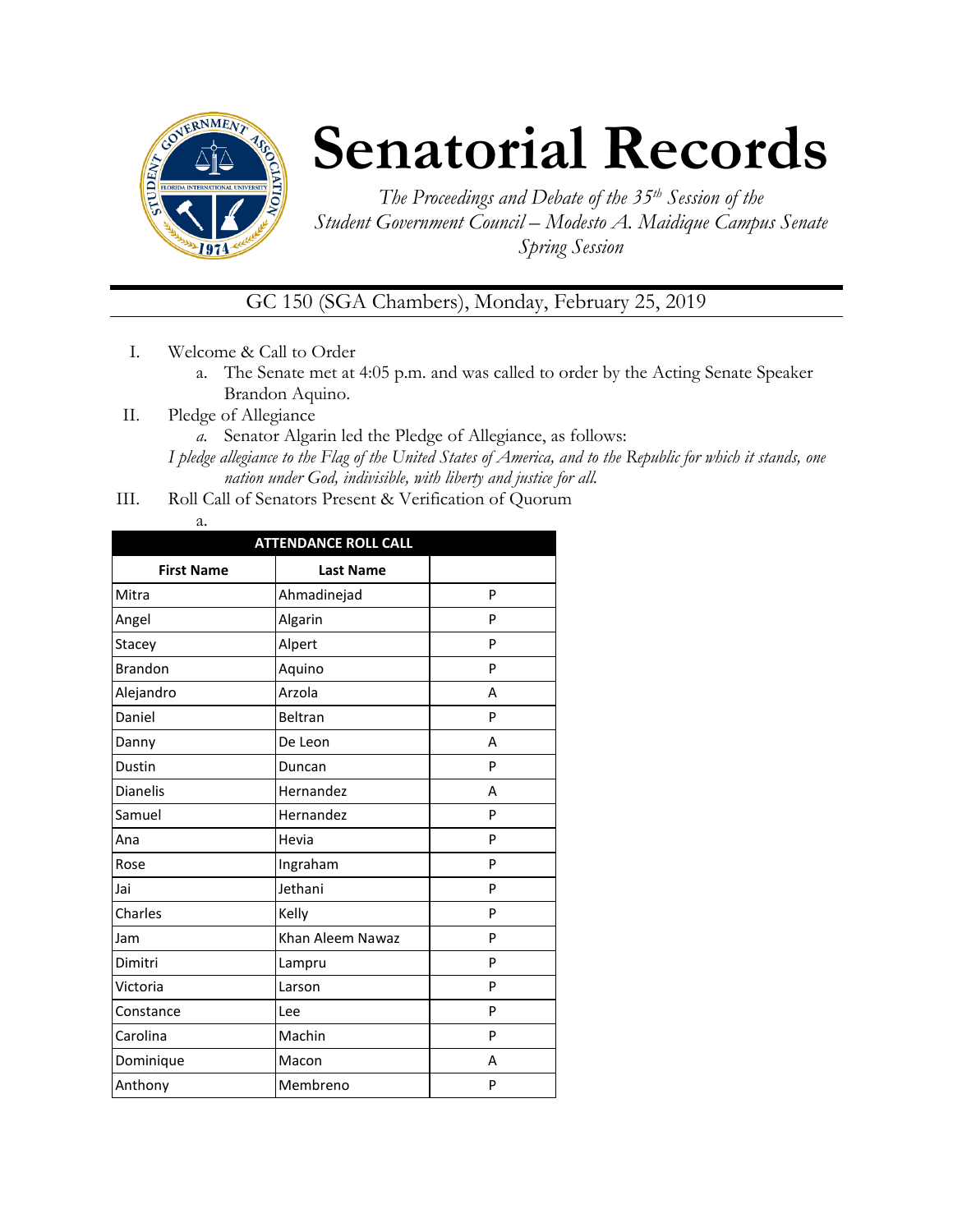# Senatorial Records

*The Proceedings and Debate of the 35th Session of the Student Government Council – Modesto A. Maidique Campus Senate Spring Session*

GC 150 (SGA Chambers), Monday, February 25, 2019

I. Welcome & Call to Order
   a. The Senate met at 4:05 p.m. and was called to order by the Acting Senate Speaker Brandon Aquino.

II. Pledge of Allegiance
   a. Senator Algarin led the Pledge of Allegiance, as follows:

*I pledge allegiance to the Flag of the United States of America, and to the Republic for which it stands, one nation under God, indivisible, with liberty and justice for all.*

III. Roll Call of Senators Present & Verification of Quorum
   a.

| ATTENDANCE ROLL CALL | | |
|---|---|---|
| **First Name** | **Last Name** | |
| Mitra | Ahmadinejad | P |
| Angel | Algarin | P |
| Stacey | Alpert | P |
| Brandon | Aquino | P |
| Alejandro | Arzola | A |
| Daniel | Beltran | P |
| Danny | De Leon | A |
| Dustin | Duncan | P |
| Dianelis | Hernandez | A |
| Samuel | Hernandez | P |
| Ana | Hevia | P |
| Rose | Ingraham | P |
| Jai | Jethani | P |
| Charles | Kelly | P |
| Jam | Khan Aleem Nawaz | P |
| Dimitri | Lampru | P |
| Victoria | Larson | P |
| Constance | Lee | P |
| Carolina | Machin | P |
| Dominique | Macon | A |
| Anthony | Membreno | P |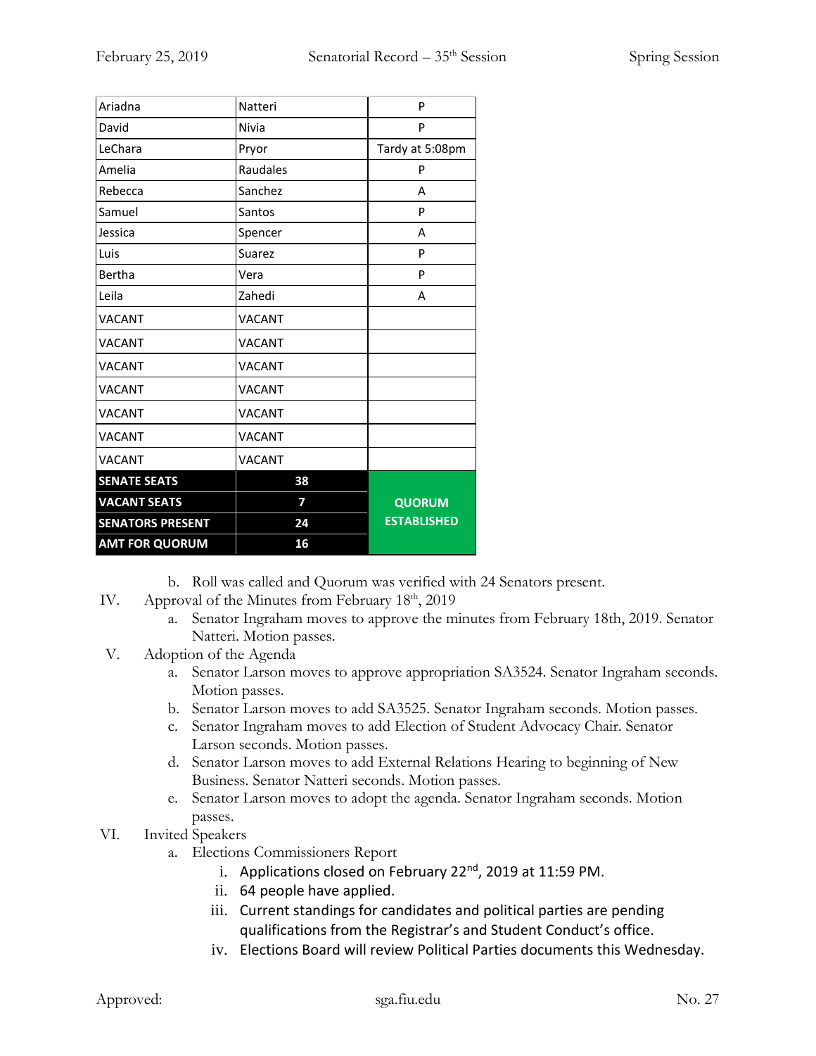| Ariadna | Natteri | P |
|---|---|---|
| David | Nivia | P |
| LeChara | Pryor | Tardy at 5:08pm |
| Amelia | Raudales | P |
| Rebecca | Sanchez | A |
| Samuel | Santos | P |
| Jessica | Spencer | A |
| Luis | Suarez | P |
| Bertha | Vera | P |
| Leila | Zahedi | A |
| VACANT | VACANT | |
| VACANT | VACANT | |
| VACANT | VACANT | |
| VACANT | VACANT | |
| VACANT | VACANT | |
| VACANT | VACANT | |
| VACANT | VACANT | |
| **SENATE SEATS** | **38** | **QUORUM ESTABLISHED** |
| **VACANT SEATS** | **7** | |
| **SENATORS PRESENT** | **24** | |
| **AMT FOR QUORUM** | **16** | |

b. Roll was called and Quorum was verified with 24 Senators present.

IV. Approval of the Minutes from February 18th, 2019

a. Senator Ingraham moves to approve the minutes from February 18th, 2019. Senator Natteri. Motion passes.

V. Adoption of the Agenda

a. Senator Larson moves to approve appropriation SA3524. Senator Ingraham seconds. Motion passes.

b. Senator Larson moves to add SA3525. Senator Ingraham seconds. Motion passes.

c. Senator Ingraham moves to add Election of Student Advocacy Chair. Senator Larson seconds. Motion passes.

d. Senator Larson moves to add External Relations Hearing to beginning of New Business. Senator Natteri seconds. Motion passes.

e. Senator Larson moves to adopt the agenda. Senator Ingraham seconds. Motion passes.

VI. Invited Speakers

a. Elections Commissioners Report

i. Applications closed on February 22nd, 2019 at 11:59 PM.

ii. 64 people have applied.

iii. Current standings for candidates and political parties are pending qualifications from the Registrar's and Student Conduct's office.

iv. Elections Board will review Political Parties documents this Wednesday.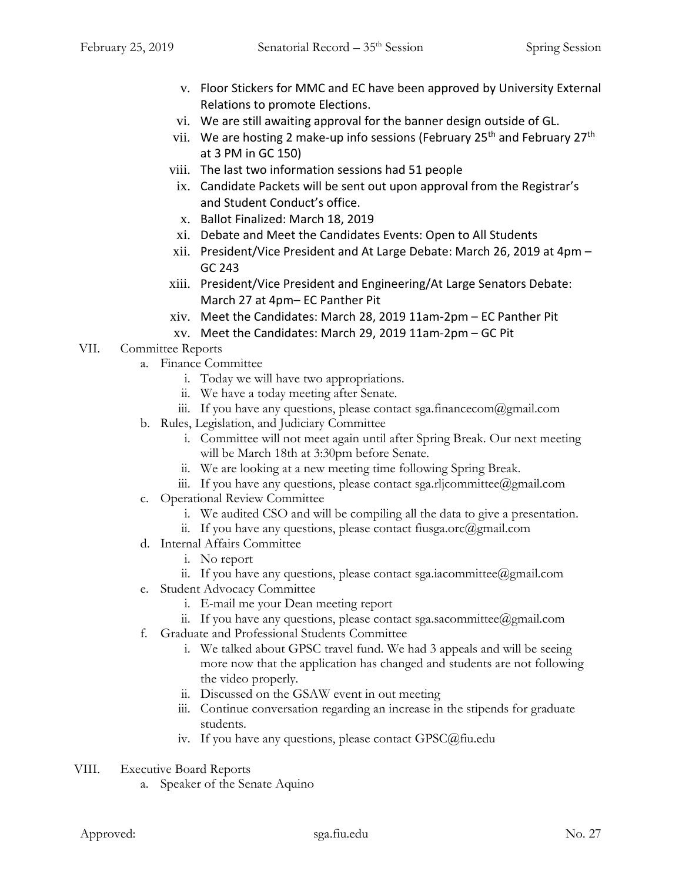- v. Floor Stickers for MMC and EC have been approved by University External Relations to promote Elections.
- vi. We are still awaiting approval for the banner design outside of GL.
- vii. We are hosting 2 make-up info sessions (February 25th and February 27th at 3 PM in GC 150)
- viii. The last two information sessions had 51 people
- ix. Candidate Packets will be sent out upon approval from the Registrar's and Student Conduct's office.
- x. Ballot Finalized: March 18, 2019
- xi. Debate and Meet the Candidates Events: Open to All Students
- xii. President/Vice President and At Large Debate: March 26, 2019 at 4pm – GC 243
- xiii. President/Vice President and Engineering/At Large Senators Debate: March 27 at 4pm– EC Panther Pit
- xiv. Meet the Candidates: March 28, 2019 11am-2pm – EC Panther Pit
- xv. Meet the Candidates: March 29, 2019 11am-2pm – GC Pit

VII. Committee Reports

- a. Finance Committee
  - i. Today we will have two appropriations.
  - ii. We have a today meeting after Senate.
  - iii. If you have any questions, please contact sga.financecom@gmail.com
- b. Rules, Legislation, and Judiciary Committee
  - i. Committee will not meet again until after Spring Break. Our next meeting will be March 18th at 3:30pm before Senate.
  - ii. We are looking at a new meeting time following Spring Break.
  - iii. If you have any questions, please contact sga.rljcommittee@gmail.com
- c. Operational Review Committee
  - i. We audited CSO and will be compiling all the data to give a presentation.
  - ii. If you have any questions, please contact fiusga.orc@gmail.com
- d. Internal Affairs Committee
  - i. No report
  - ii. If you have any questions, please contact sga.iacommittee@gmail.com
- e. Student Advocacy Committee
  - i. E-mail me your Dean meeting report
  - ii. If you have any questions, please contact sga.sacommittee@gmail.com
- f. Graduate and Professional Students Committee
  - i. We talked about GPSC travel fund. We had 3 appeals and will be seeing more now that the application has changed and students are not following the video properly.
  - ii. Discussed on the GSAW event in out meeting
  - iii. Continue conversation regarding an increase in the stipends for graduate students.
  - iv. If you have any questions, please contact GPSC@fiu.edu

VIII. Executive Board Reports

- a. Speaker of the Senate Aquino

Approved: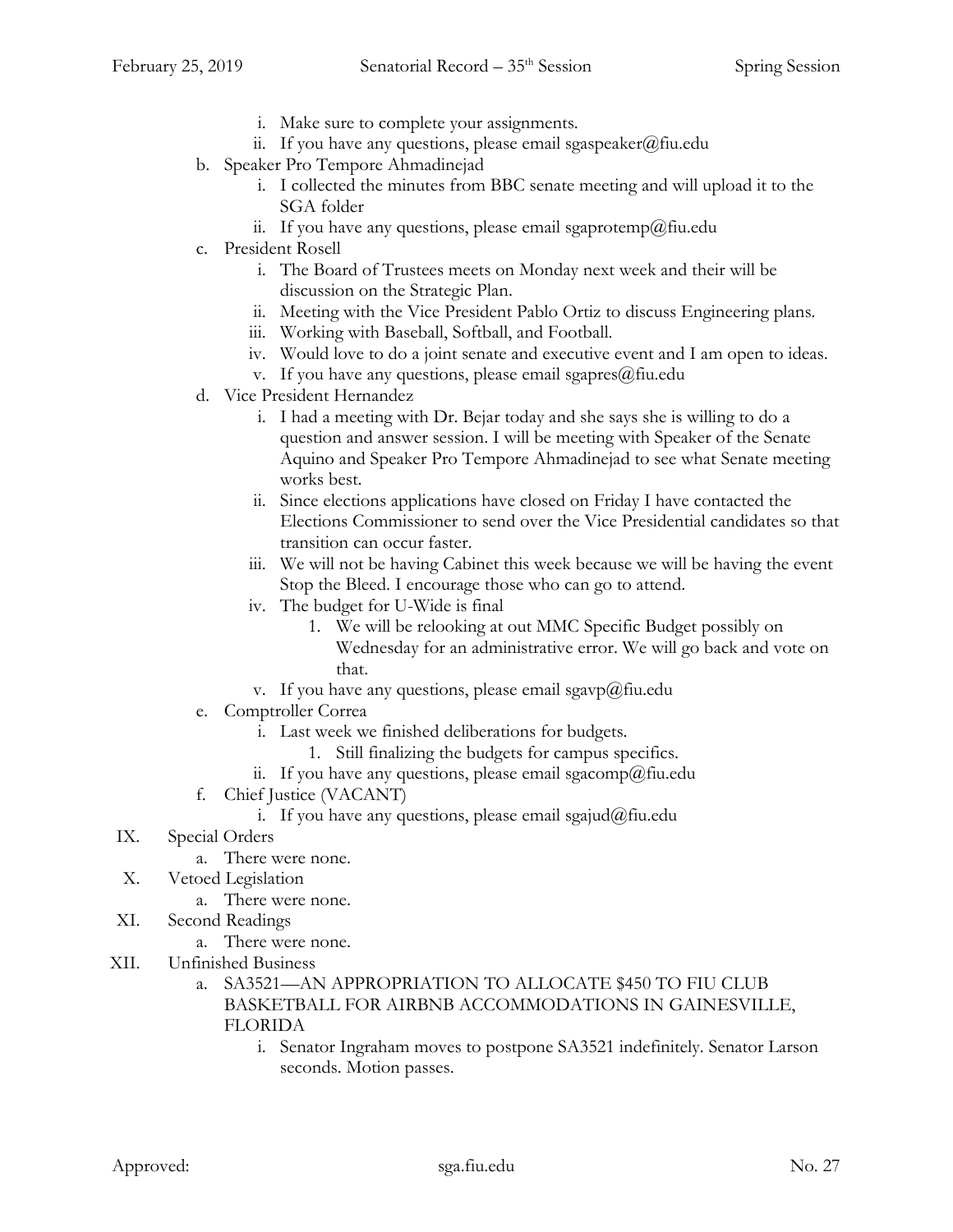i. Make sure to complete your assignments.
ii. If you have any questions, please email sgaspeaker@fiu.edu

b. Speaker Pro Tempore Ahmadinejad
   i. I collected the minutes from BBC senate meeting and will upload it to the SGA folder
   ii. If you have any questions, please email sgaprotemp@fiu.edu

c. President Rosell
   i. The Board of Trustees meets on Monday next week and their will be discussion on the Strategic Plan.
   ii. Meeting with the Vice President Pablo Ortiz to discuss Engineering plans.
   iii. Working with Baseball, Softball, and Football.
   iv. Would love to do a joint senate and executive event and I am open to ideas.
   v. If you have any questions, please email sgapres@fiu.edu

d. Vice President Hernandez
   i. I had a meeting with Dr. Bejar today and she says she is willing to do a question and answer session. I will be meeting with Speaker of the Senate Aquino and Speaker Pro Tempore Ahmadinejad to see what Senate meeting works best.
   ii. Since elections applications have closed on Friday I have contacted the Elections Commissioner to send over the Vice Presidential candidates so that transition can occur faster.
   iii. We will not be having Cabinet this week because we will be having the event Stop the Bleed. I encourage those who can go to attend.
   iv. The budget for U-Wide is final
      1. We will be relooking at out MMC Specific Budget possibly on Wednesday for an administrative error. We will go back and vote on that.
   v. If you have any questions, please email sgavp@fiu.edu

e. Comptroller Correa
   i. Last week we finished deliberations for budgets.
      1. Still finalizing the budgets for campus specifics.
   ii. If you have any questions, please email sgacomp@fiu.edu

f. Chief Justice (VACANT)
   i. If you have any questions, please email sgajud@fiu.edu

IX. Special Orders
   a. There were none.

X. Vetoed Legislation
   a. There were none.

XI. Second Readings
   a. There were none.

XII. Unfinished Business
   a. SA3521—AN APPROPRIATION TO ALLOCATE $450 TO FIU CLUB BASKETBALL FOR AIRBNB ACCOMMODATIONS IN GAINESVILLE, FLORIDA
      i. Senator Ingraham moves to postpone SA3521 indefinitely. Senator Larson seconds. Motion passes.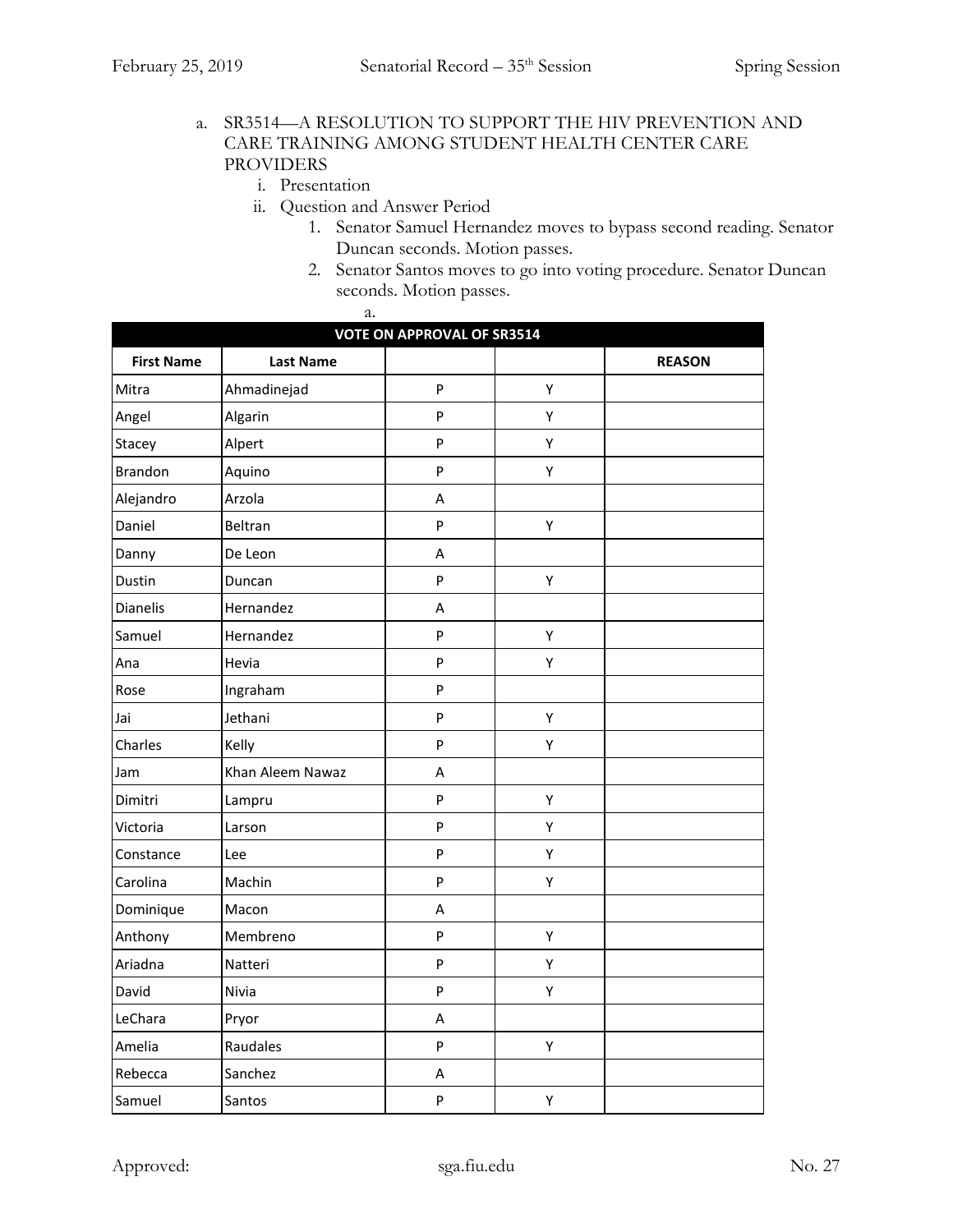a. SR3514—A RESOLUTION TO SUPPORT THE HIV PREVENTION AND CARE TRAINING AMONG STUDENT HEALTH CENTER CARE PROVIDERS
   i. Presentation
   ii. Question and Answer Period
      1. Senator Samuel Hernandez moves to bypass second reading. Senator Duncan seconds. Motion passes.
      2. Senator Santos moves to go into voting procedure. Senator Duncan seconds. Motion passes.
         a.

| VOTE ON APPROVAL OF SR3514 | | | | |
|---|---|---|---|---|
| **First Name** | **Last Name** | | | **REASON** |
| Mitra | Ahmadinejad | P | Y | |
| Angel | Algarin | P | Y | |
| Stacey | Alpert | P | Y | |
| Brandon | Aquino | P | Y | |
| Alejandro | Arzola | A | | |
| Daniel | Beltran | P | Y | |
| Danny | De Leon | A | | |
| Dustin | Duncan | P | Y | |
| Dianelis | Hernandez | A | | |
| Samuel | Hernandez | P | Y | |
| Ana | Hevia | P | Y | |
| Rose | Ingraham | P | | |
| Jai | Jethani | P | Y | |
| Charles | Kelly | P | Y | |
| Jam | Khan Aleem Nawaz | A | | |
| Dimitri | Lampru | P | Y | |
| Victoria | Larson | P | Y | |
| Constance | Lee | P | Y | |
| Carolina | Machin | P | Y | |
| Dominique | Macon | A | | |
| Anthony | Membreno | P | Y | |
| Ariadna | Natteri | P | Y | |
| David | Nivia | P | Y | |
| LeChara | Pryor | A | | |
| Amelia | Raudales | P | Y | |
| Rebecca | Sanchez | A | | |
| Samuel | Santos | P | Y | |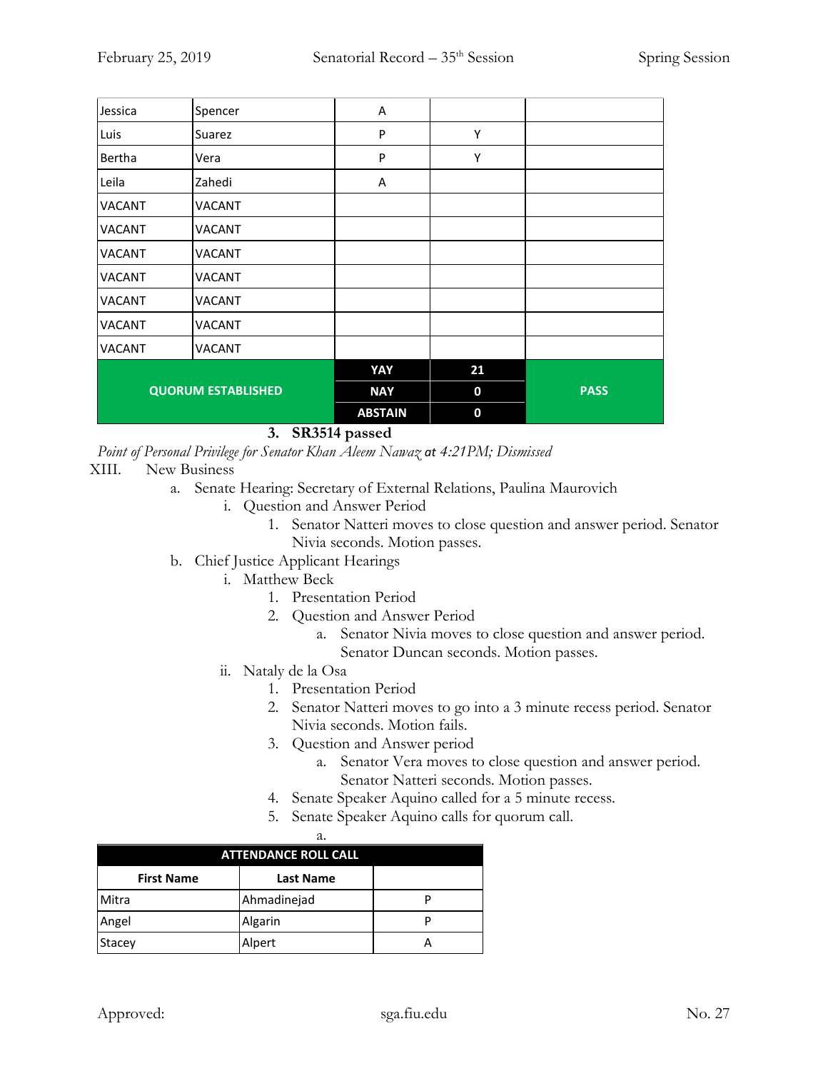| Jessica | Spencer | A | | |
|---|---|---|---|---|
| Luis | Suarez | P | Y | |
| Bertha | Vera | P | Y | |
| Leila | Zahedi | A | | |
| VACANT | VACANT | | | |
| VACANT | VACANT | | | |
| VACANT | VACANT | | | |
| VACANT | VACANT | | | |
| VACANT | VACANT | | | |
| VACANT | VACANT | | | |
| VACANT | VACANT | | | |
| **QUORUM ESTABLISHED** | | **YAY** | **21** | **PASS** |
| | | **NAY** | **0** | |
| | | **ABSTAIN** | **0** | |

3. **SR3514 passed**

*Point of Personal Privilege for Senator Khan Aleem Nawaz at 4:21PM; Dismissed*

XIII. New Business

a. Senate Hearing: Secretary of External Relations, Paulina Maurovich
   i. Question and Answer Period
      1. Senator Natteri moves to close question and answer period. Senator Nivia seconds. Motion passes.

b. Chief Justice Applicant Hearings
   i. Matthew Beck
      1. Presentation Period
      2. Question and Answer Period
         a. Senator Nivia moves to close question and answer period. Senator Duncan seconds. Motion passes.
   ii. Nataly de la Osa
      1. Presentation Period
      2. Senator Natteri moves to go into a 3 minute recess period. Senator Nivia seconds. Motion fails.
      3. Question and Answer period
         a. Senator Vera moves to close question and answer period. Senator Natteri seconds. Motion passes.
      4. Senate Speaker Aquino called for a 5 minute recess.
      5. Senate Speaker Aquino calls for quorum call.
         a.

| ATTENDANCE ROLL CALL | | |
|---|---|---|
| **First Name** | **Last Name** | |
| Mitra | Ahmadinejad | P |
| Angel | Algarin | P |
| Stacey | Alpert | A |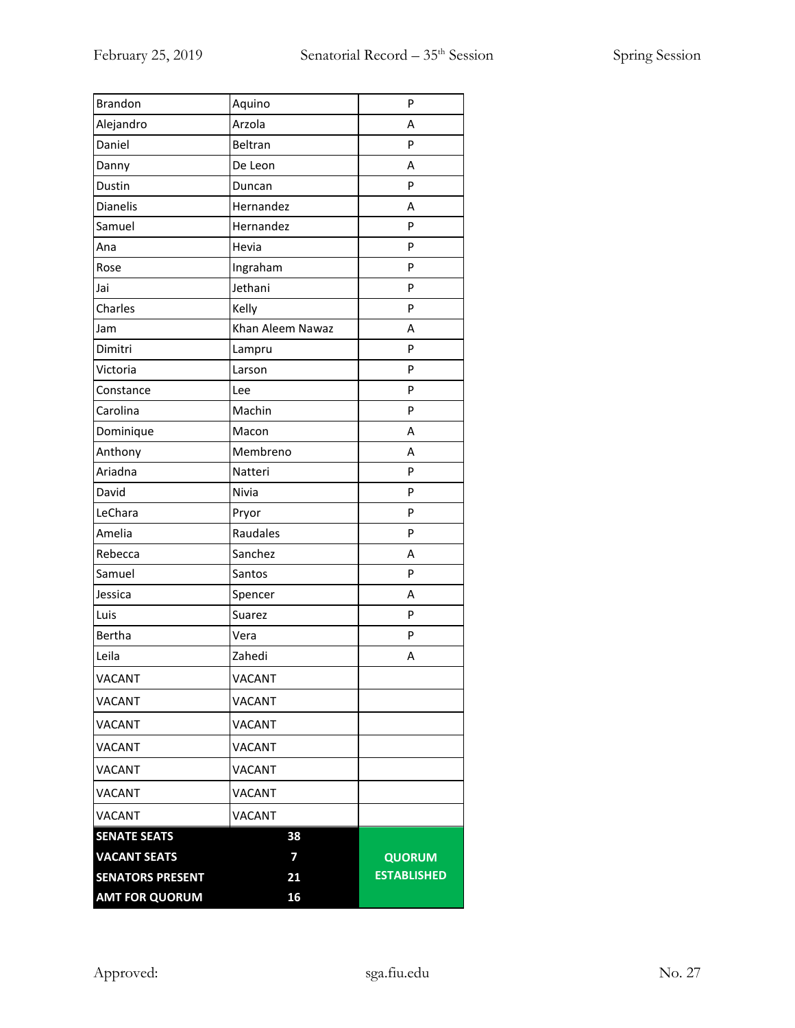| Brandon | Aquino | P |
|---|---|---|
| Alejandro | Arzola | A |
| Daniel | Beltran | P |
| Danny | De Leon | A |
| Dustin | Duncan | P |
| Dianelis | Hernandez | A |
| Samuel | Hernandez | P |
| Ana | Hevia | P |
| Rose | Ingraham | P |
| Jai | Jethani | P |
| Charles | Kelly | P |
| Jam | Khan Aleem Nawaz | A |
| Dimitri | Lampru | P |
| Victoria | Larson | P |
| Constance | Lee | P |
| Carolina | Machin | P |
| Dominique | Macon | A |
| Anthony | Membreno | A |
| Ariadna | Natteri | P |
| David | Nivia | P |
| LeChara | Pryor | P |
| Amelia | Raudales | P |
| Rebecca | Sanchez | A |
| Samuel | Santos | P |
| Jessica | Spencer | A |
| Luis | Suarez | P |
| Bertha | Vera | P |
| Leila | Zahedi | A |
| VACANT | VACANT | |
| VACANT | VACANT | |
| VACANT | VACANT | |
| VACANT | VACANT | |
| VACANT | VACANT | |
| VACANT | VACANT | |
| VACANT | VACANT | |
| **SENATE SEATS** | **38** | |
| **VACANT SEATS** | **7** | **QUORUM ESTABLISHED** |
| **SENATORS PRESENT** | **21** | |
| **AMT FOR QUORUM** | **16** | |

Approved: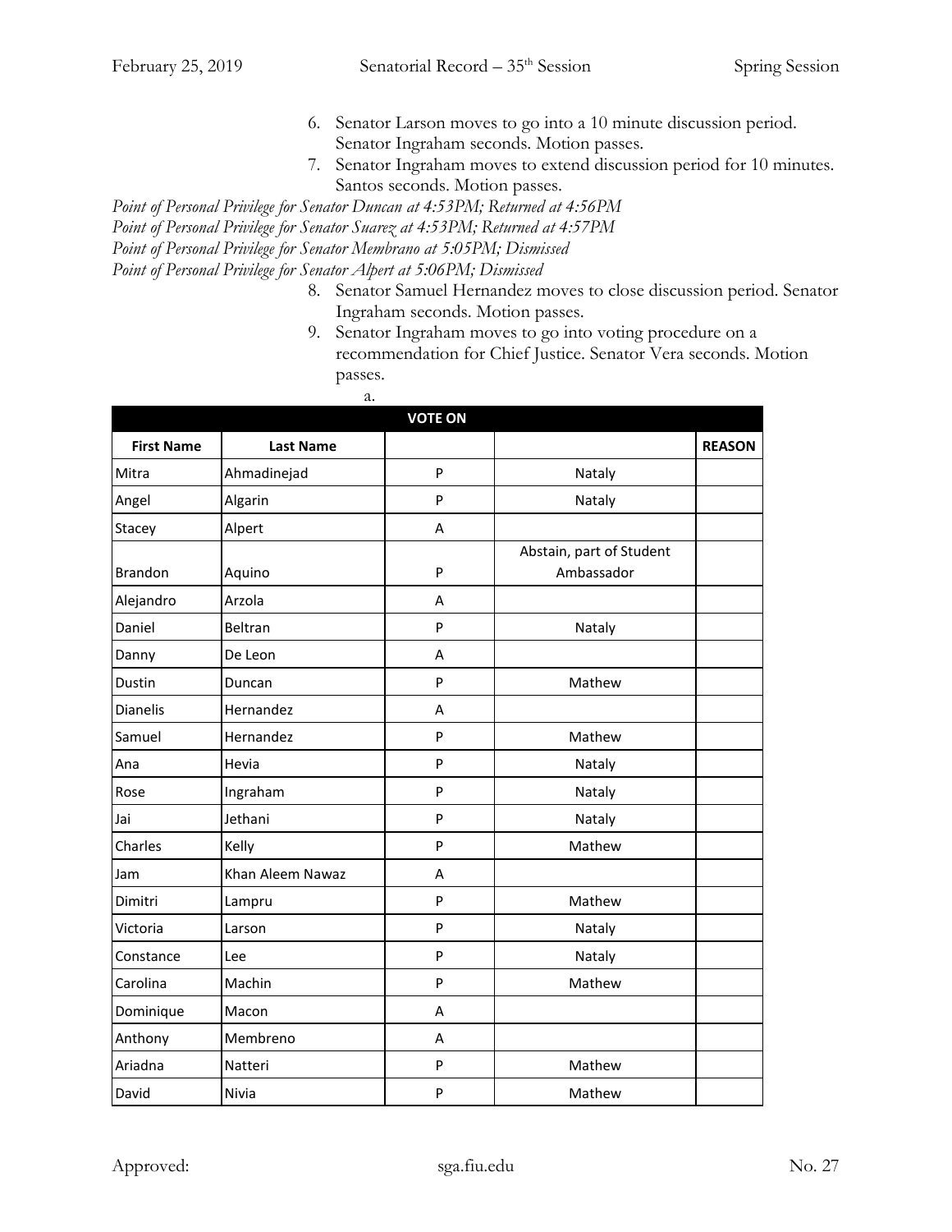6. Senator Larson moves to go into a 10 minute discussion period. Senator Ingraham seconds. Motion passes.
7. Senator Ingraham moves to extend discussion period for 10 minutes. Santos seconds. Motion passes.

*Point of Personal Privilege for Senator Duncan at 4:53PM; Returned at 4:56PM*
*Point of Personal Privilege for Senator Suarez at 4:53PM; Returned at 4:57PM*
*Point of Personal Privilege for Senator Membrano at 5:05PM; Dismissed*
*Point of Personal Privilege for Senator Alpert at 5:06PM; Dismissed*

8. Senator Samuel Hernandez moves to close discussion period. Senator Ingraham seconds. Motion passes.
9. Senator Ingraham moves to go into voting procedure on a recommendation for Chief Justice. Senator Vera seconds. Motion passes.
   a.

| VOTE ON | | | | |
|---|---|---|---|---|
| **First Name** | **Last Name** | | | **REASON** |
| Mitra | Ahmadinejad | P | Nataly | |
| Angel | Algarin | P | Nataly | |
| Stacey | Alpert | A | | |
| Brandon | Aquino | P | Abstain, part of Student Ambassador | |
| Alejandro | Arzola | A | | |
| Daniel | Beltran | P | Nataly | |
| Danny | De Leon | A | | |
| Dustin | Duncan | P | Mathew | |
| Dianelis | Hernandez | A | | |
| Samuel | Hernandez | P | Mathew | |
| Ana | Hevia | P | Nataly | |
| Rose | Ingraham | P | Nataly | |
| Jai | Jethani | P | Nataly | |
| Charles | Kelly | P | Mathew | |
| Jam | Khan Aleem Nawaz | A | | |
| Dimitri | Lampru | P | Mathew | |
| Victoria | Larson | P | Nataly | |
| Constance | Lee | P | Nataly | |
| Carolina | Machin | P | Mathew | |
| Dominique | Macon | A | | |
| Anthony | Membreno | A | | |
| Ariadna | Natteri | P | Mathew | |
| David | Nivia | P | Mathew | |

Approved: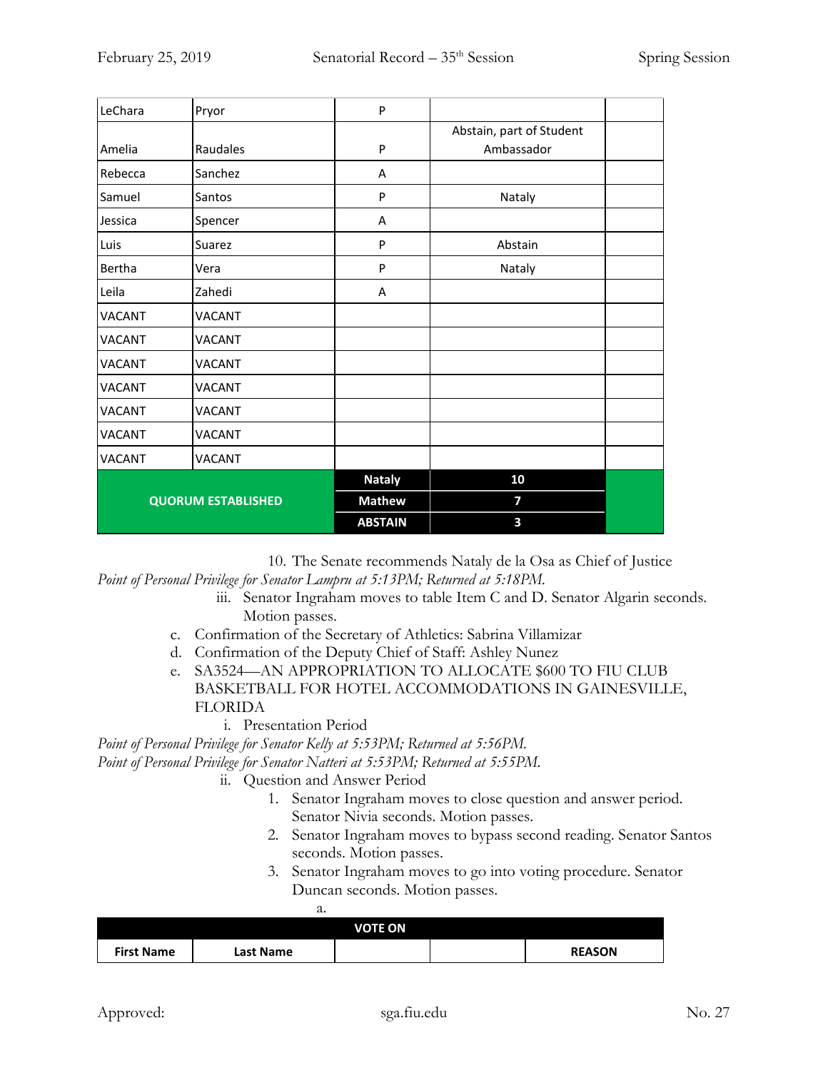| | | | | |
|---|---|---|---|---|
| LeChara | Pryor | P | | |
| Amelia | Raudales | P | Abstain, part of Student Ambassador | |
| Rebecca | Sanchez | A | | |
| Samuel | Santos | P | Nataly | |
| Jessica | Spencer | A | | |
| Luis | Suarez | P | Abstain | |
| Bertha | Vera | P | Nataly | |
| Leila | Zahedi | A | | |
| VACANT | VACANT | | | |
| VACANT | VACANT | | | |
| VACANT | VACANT | | | |
| VACANT | VACANT | | | |
| VACANT | VACANT | | | |
| VACANT | VACANT | | | |
| VACANT | VACANT | | | |
| **QUORUM ESTABLISHED** | | **Nataly** | **10** | |
| | | **Mathew** | **7** | |
| | | **ABSTAIN** | **3** | |

10. The Senate recommends Nataly de la Osa as Chief of Justice

*Point of Personal Privilege for Senator Lampru at 5:13PM; Returned at 5:18PM.*

iii. Senator Ingraham moves to table Item C and D. Senator Algarin seconds. Motion passes.

c. Confirmation of the Secretary of Athletics: Sabrina Villamizar

d. Confirmation of the Deputy Chief of Staff: Ashley Nunez

e. SA3524—AN APPROPRIATION TO ALLOCATE $600 TO FIU CLUB BASKETBALL FOR HOTEL ACCOMMODATIONS IN GAINESVILLE, FLORIDA

i. Presentation Period

*Point of Personal Privilege for Senator Kelly at 5:53PM; Returned at 5:56PM.*

*Point of Personal Privilege for Senator Natteri at 5:53PM; Returned at 5:55PM.*

ii. Question and Answer Period

1. Senator Ingraham moves to close question and answer period. Senator Nivia seconds. Motion passes.
2. Senator Ingraham moves to bypass second reading. Senator Santos seconds. Motion passes.
3. Senator Ingraham moves to go into voting procedure. Senator Duncan seconds. Motion passes.

a.

| VOTE ON | | | | |
|---|---|---|---|---|
| **First Name** | **Last Name** | | | **REASON** |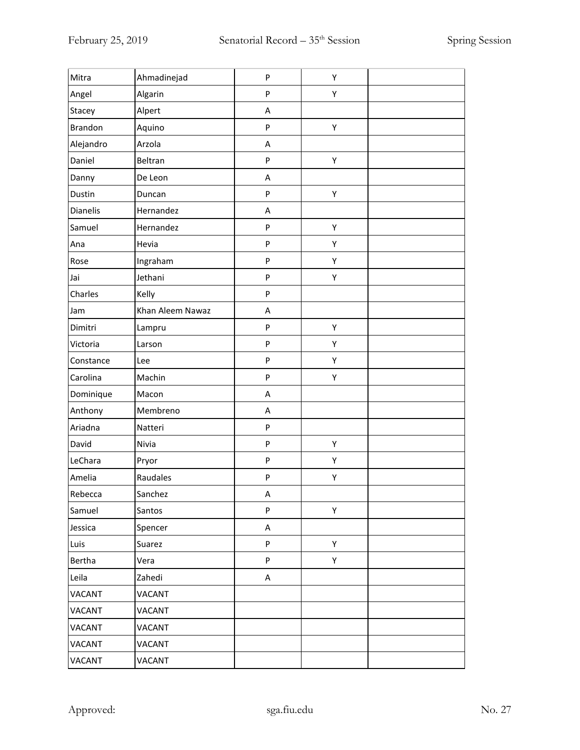| Mitra | Ahmadinejad | P | Y | |
|---|---|---|---|---|
| Angel | Algarin | P | Y | |
| Stacey | Alpert | A | | |
| Brandon | Aquino | P | Y | |
| Alejandro | Arzola | A | | |
| Daniel | Beltran | P | Y | |
| Danny | De Leon | A | | |
| Dustin | Duncan | P | Y | |
| Dianelis | Hernandez | A | | |
| Samuel | Hernandez | P | Y | |
| Ana | Hevia | P | Y | |
| Rose | Ingraham | P | Y | |
| Jai | Jethani | P | Y | |
| Charles | Kelly | P | | |
| Jam | Khan Aleem Nawaz | A | | |
| Dimitri | Lampru | P | Y | |
| Victoria | Larson | P | Y | |
| Constance | Lee | P | Y | |
| Carolina | Machin | P | Y | |
| Dominique | Macon | A | | |
| Anthony | Membreno | A | | |
| Ariadna | Natteri | P | | |
| David | Nivia | P | Y | |
| LeChara | Pryor | P | Y | |
| Amelia | Raudales | P | Y | |
| Rebecca | Sanchez | A | | |
| Samuel | Santos | P | Y | |
| Jessica | Spencer | A | | |
| Luis | Suarez | P | Y | |
| Bertha | Vera | P | Y | |
| Leila | Zahedi | A | | |
| VACANT | VACANT | | | |
| VACANT | VACANT | | | |
| VACANT | VACANT | | | |
| VACANT | VACANT | | | |
| VACANT | VACANT | | | |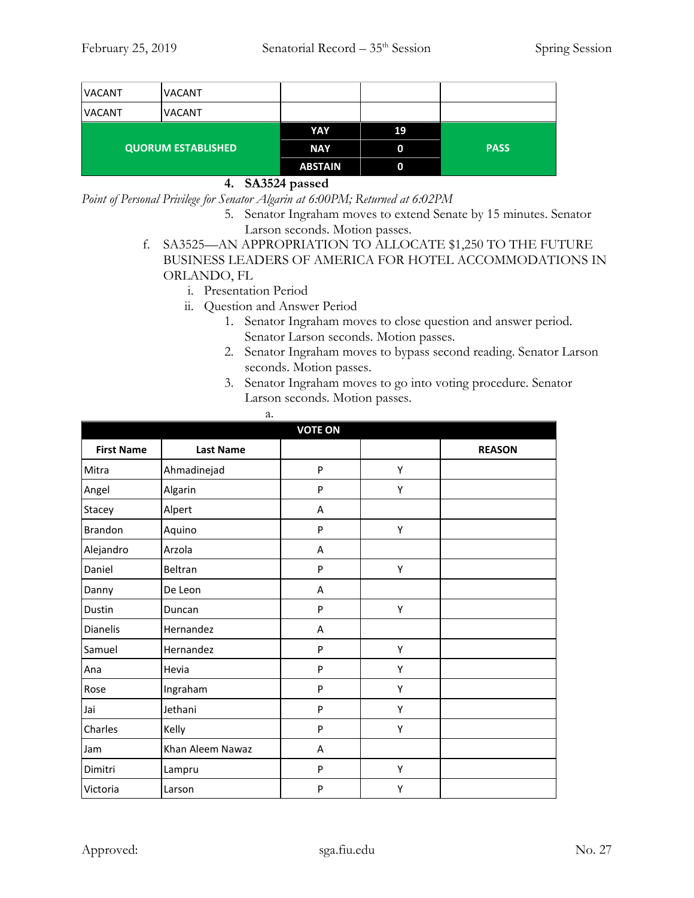| VACANT | VACANT | | | |
|---|---|---|---|---|
| VACANT | VACANT | | | |
| **QUORUM ESTABLISHED** | | **YAY** | **19** | **PASS** |
| | | **NAY** | **0** | |
| | | **ABSTAIN** | **0** | |

4. **SA3524 passed**

*Point of Personal Privilege for Senator Algarin at 6:00PM; Returned at 6:02PM*

5. Senator Ingraham moves to extend Senate by 15 minutes. Senator Larson seconds. Motion passes.

f. SA3525—AN APPROPRIATION TO ALLOCATE $1,250 TO THE FUTURE BUSINESS LEADERS OF AMERICA FOR HOTEL ACCOMMODATIONS IN ORLANDO, FL

   i. Presentation Period

   ii. Question and Answer Period

      1. Senator Ingraham moves to close question and answer period. Senator Larson seconds. Motion passes.
      2. Senator Ingraham moves to bypass second reading. Senator Larson seconds. Motion passes.
      3. Senator Ingraham moves to go into voting procedure. Senator Larson seconds. Motion passes.

         a.

| VOTE ON | | | | |
|---|---|---|---|---|
| **First Name** | **Last Name** | | | **REASON** |
| Mitra | Ahmadinejad | P | Y | |
| Angel | Algarin | P | Y | |
| Stacey | Alpert | A | | |
| Brandon | Aquino | P | Y | |
| Alejandro | Arzola | A | | |
| Daniel | Beltran | P | Y | |
| Danny | De Leon | A | | |
| Dustin | Duncan | P | Y | |
| Dianelis | Hernandez | A | | |
| Samuel | Hernandez | P | Y | |
| Ana | Hevia | P | Y | |
| Rose | Ingraham | P | Y | |
| Jai | Jethani | P | Y | |
| Charles | Kelly | P | Y | |
| Jam | Khan Aleem Nawaz | A | | |
| Dimitri | Lampru | P | Y | |
| Victoria | Larson | P | Y | |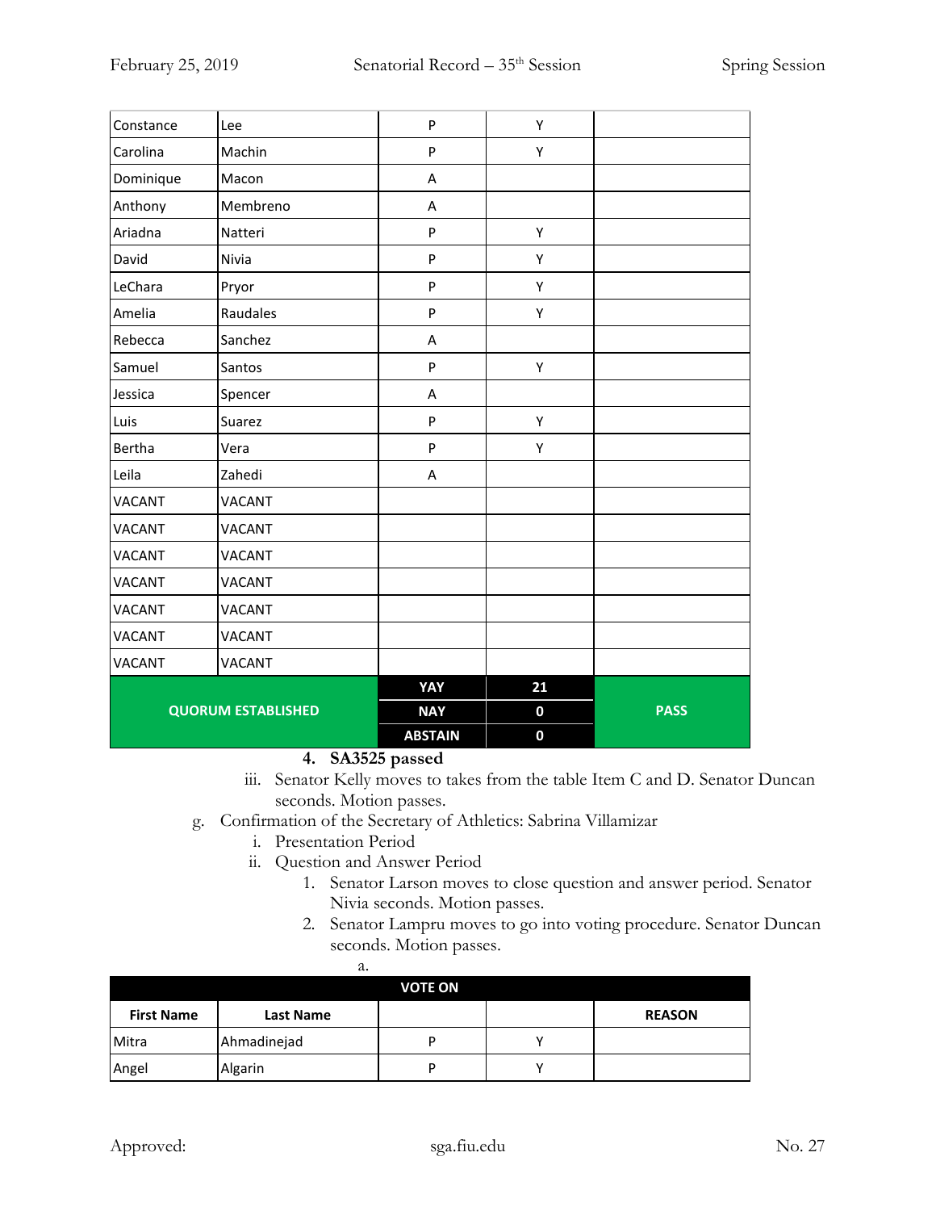| | | | | |
|---|---|---|---|---|
| Constance | Lee | P | Y | |
| Carolina | Machin | P | Y | |
| Dominique | Macon | A | | |
| Anthony | Membreno | A | | |
| Ariadna | Natteri | P | Y | |
| David | Nivia | P | Y | |
| LeChara | Pryor | P | Y | |
| Amelia | Raudales | P | Y | |
| Rebecca | Sanchez | A | | |
| Samuel | Santos | P | Y | |
| Jessica | Spencer | A | | |
| Luis | Suarez | P | Y | |
| Bertha | Vera | P | Y | |
| Leila | Zahedi | A | | |
| VACANT | VACANT | | | |
| VACANT | VACANT | | | |
| VACANT | VACANT | | | |
| VACANT | VACANT | | | |
| VACANT | VACANT | | | |
| VACANT | VACANT | | | |
| VACANT | VACANT | | | |
| **QUORUM ESTABLISHED** | | **YAY** | **21** | **PASS** |
| | | **NAY** | **0** | |
| | | **ABSTAIN** | **0** | |

4. **SA3525 passed**

iii. Senator Kelly moves to takes from the table Item C and D. Senator Duncan seconds. Motion passes.

g. Confirmation of the Secretary of Athletics: Sabrina Villamizar
   i. Presentation Period
   ii. Question and Answer Period
      1. Senator Larson moves to close question and answer period. Senator Nivia seconds. Motion passes.
      2. Senator Lampru moves to go into voting procedure. Senator Duncan seconds. Motion passes.
         a.

| **VOTE ON** | | | | |
|---|---|---|---|---|
| **First Name** | **Last Name** | | | **REASON** |
| Mitra | Ahmadinejad | P | Y | |
| Angel | Algarin | P | Y | |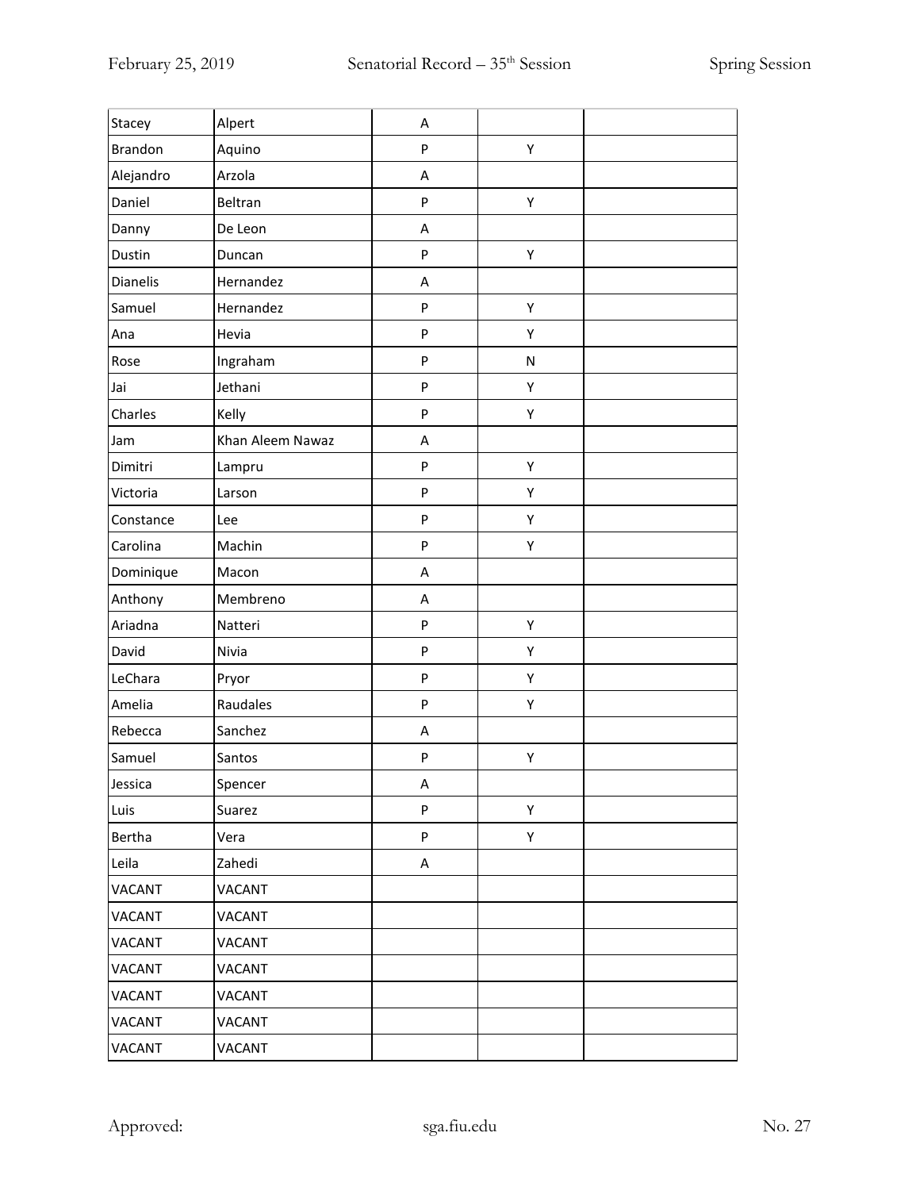| | | | | |
|---|---|---|---|---|
| Stacey | Alpert | A | | |
| Brandon | Aquino | P | Y | |
| Alejandro | Arzola | A | | |
| Daniel | Beltran | P | Y | |
| Danny | De Leon | A | | |
| Dustin | Duncan | P | Y | |
| Dianelis | Hernandez | A | | |
| Samuel | Hernandez | P | Y | |
| Ana | Hevia | P | Y | |
| Rose | Ingraham | P | N | |
| Jai | Jethani | P | Y | |
| Charles | Kelly | P | Y | |
| Jam | Khan Aleem Nawaz | A | | |
| Dimitri | Lampru | P | Y | |
| Victoria | Larson | P | Y | |
| Constance | Lee | P | Y | |
| Carolina | Machin | P | Y | |
| Dominique | Macon | A | | |
| Anthony | Membreno | A | | |
| Ariadna | Natteri | P | Y | |
| David | Nivia | P | Y | |
| LeChara | Pryor | P | Y | |
| Amelia | Raudales | P | Y | |
| Rebecca | Sanchez | A | | |
| Samuel | Santos | P | Y | |
| Jessica | Spencer | A | | |
| Luis | Suarez | P | Y | |
| Bertha | Vera | P | Y | |
| Leila | Zahedi | A | | |
| VACANT | VACANT | | | |
| VACANT | VACANT | | | |
| VACANT | VACANT | | | |
| VACANT | VACANT | | | |
| VACANT | VACANT | | | |
| VACANT | VACANT | | | |
| VACANT | VACANT | | | |

Approved: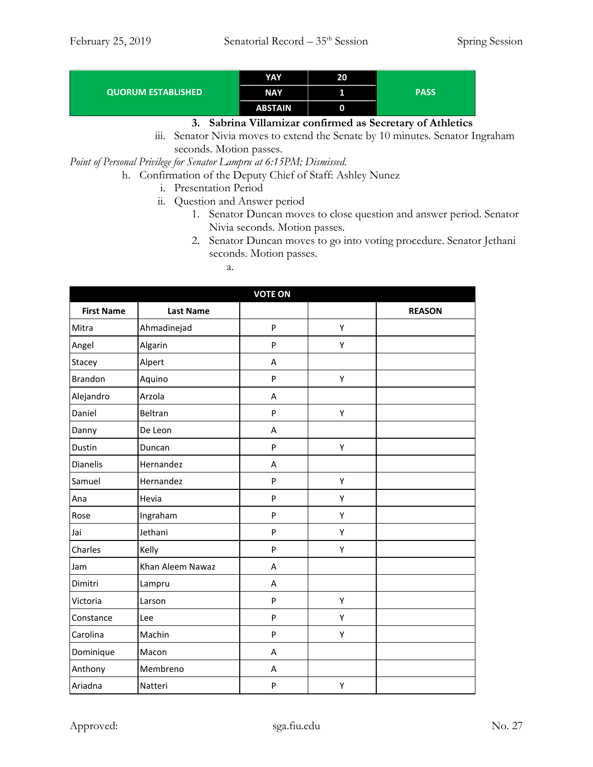| QUORUM ESTABLISHED | YAY | 20 | PASS |
|---|---|---|---|
| | NAY | 1 | |
| | ABSTAIN | 0 | |

3. **Sabrina Villamizar confirmed as Secretary of Athletics**

iii. Senator Nivia moves to extend the Senate by 10 minutes. Senator Ingraham seconds. Motion passes.

*Point of Personal Privilege for Senator Lampru at 6:15PM; Dismissed.*

h. Confirmation of the Deputy Chief of Staff: Ashley Nunez

i. Presentation Period

ii. Question and Answer period

1. Senator Duncan moves to close question and answer period. Senator Nivia seconds. Motion passes.
2. Senator Duncan moves to go into voting procedure. Senator Jethani seconds. Motion passes.

a.

| VOTE ON | | | | |
|---|---|---|---|---|
| **First Name** | **Last Name** | | | **REASON** |
| Mitra | Ahmadinejad | P | Y | |
| Angel | Algarin | P | Y | |
| Stacey | Alpert | A | | |
| Brandon | Aquino | P | Y | |
| Alejandro | Arzola | A | | |
| Daniel | Beltran | P | Y | |
| Danny | De Leon | A | | |
| Dustin | Duncan | P | Y | |
| Dianelis | Hernandez | A | | |
| Samuel | Hernandez | P | Y | |
| Ana | Hevia | P | Y | |
| Rose | Ingraham | P | Y | |
| Jai | Jethani | P | Y | |
| Charles | Kelly | P | Y | |
| Jam | Khan Aleem Nawaz | A | | |
| Dimitri | Lampru | A | | |
| Victoria | Larson | P | Y | |
| Constance | Lee | P | Y | |
| Carolina | Machin | P | Y | |
| Dominique | Macon | A | | |
| Anthony | Membreno | A | | |
| Ariadna | Natteri | P | Y | |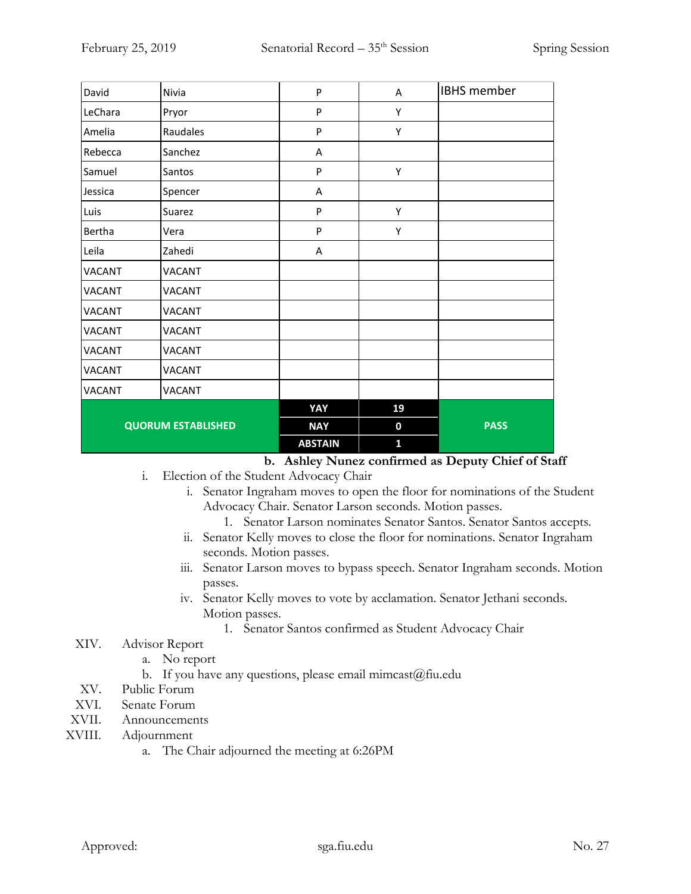| | | | | |
|---|---|---|---|---|
| David | Nivia | P | A | IBHS member |
| LeChara | Pryor | P | Y | |
| Amelia | Raudales | P | Y | |
| Rebecca | Sanchez | A | | |
| Samuel | Santos | P | Y | |
| Jessica | Spencer | A | | |
| Luis | Suarez | P | Y | |
| Bertha | Vera | P | Y | |
| Leila | Zahedi | A | | |
| VACANT | VACANT | | | |
| VACANT | VACANT | | | |
| VACANT | VACANT | | | |
| VACANT | VACANT | | | |
| VACANT | VACANT | | | |
| VACANT | VACANT | | | |
| VACANT | VACANT | | | |
| **QUORUM ESTABLISHED** | | **YAY** | **19** | **PASS** |
| | | **NAY** | **0** | |
| | | **ABSTAIN** | **1** | |

**b. Ashley Nunez confirmed as Deputy Chief of Staff**

i. Election of the Student Advocacy Chair
   i. Senator Ingraham moves to open the floor for nominations of the Student Advocacy Chair. Senator Larson seconds. Motion passes.
      1. Senator Larson nominates Senator Santos. Senator Santos accepts.
   ii. Senator Kelly moves to close the floor for nominations. Senator Ingraham seconds. Motion passes.
   iii. Senator Larson moves to bypass speech. Senator Ingraham seconds. Motion passes.
   iv. Senator Kelly moves to vote by acclamation. Senator Jethani seconds. Motion passes.
      1. Senator Santos confirmed as Student Advocacy Chair

XIV. Advisor Report
   a. No report
   b. If you have any questions, please email mimcast@fiu.edu

XV. Public Forum

XVI. Senate Forum

XVII. Announcements

XVIII. Adjournment
   a. The Chair adjourned the meeting at 6:26PM

Approved: